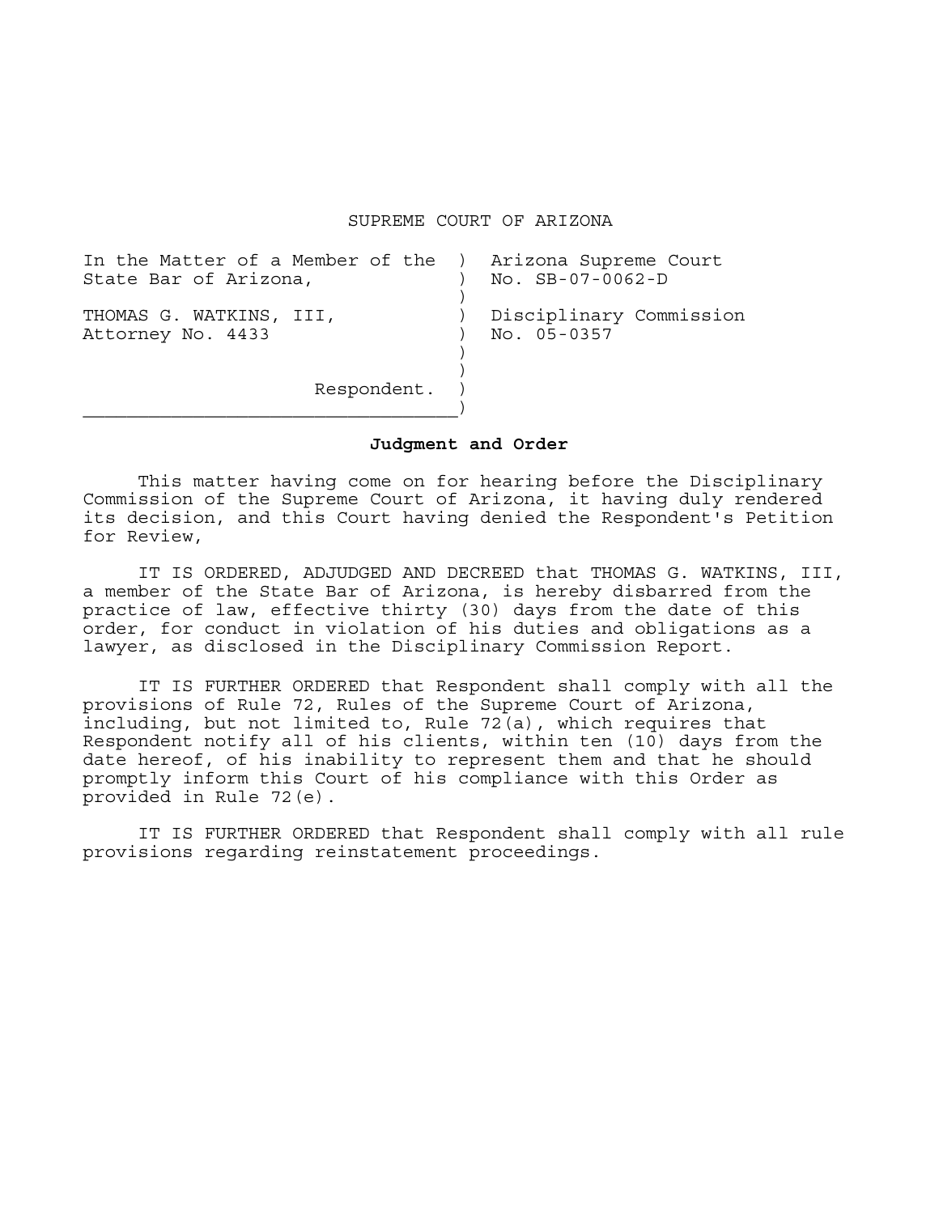SUPREME COURT OF ARIZONA

| | |
|---|---|
| In the Matter of a Member of the State Bar of Arizona, | Arizona Supreme Court No. SB-07-0062-D |
| THOMAS G. WATKINS, III, Attorney No. 4433 | Disciplinary Commission No. 05-0357 |
| Respondent. | |

**Judgment and Order**

This matter having come on for hearing before the Disciplinary Commission of the Supreme Court of Arizona, it having duly rendered its decision, and this Court having denied the Respondent's Petition for Review,

IT IS ORDERED, ADJUDGED AND DECREED that THOMAS G. WATKINS, III, a member of the State Bar of Arizona, is hereby disbarred from the practice of law, effective thirty (30) days from the date of this order, for conduct in violation of his duties and obligations as a lawyer, as disclosed in the Disciplinary Commission Report.

IT IS FURTHER ORDERED that Respondent shall comply with all the provisions of Rule 72, Rules of the Supreme Court of Arizona, including, but not limited to, Rule 72(a), which requires that Respondent notify all of his clients, within ten (10) days from the date hereof, of his inability to represent them and that he should promptly inform this Court of his compliance with this Order as provided in Rule 72(e).

IT IS FURTHER ORDERED that Respondent shall comply with all rule provisions regarding reinstatement proceedings.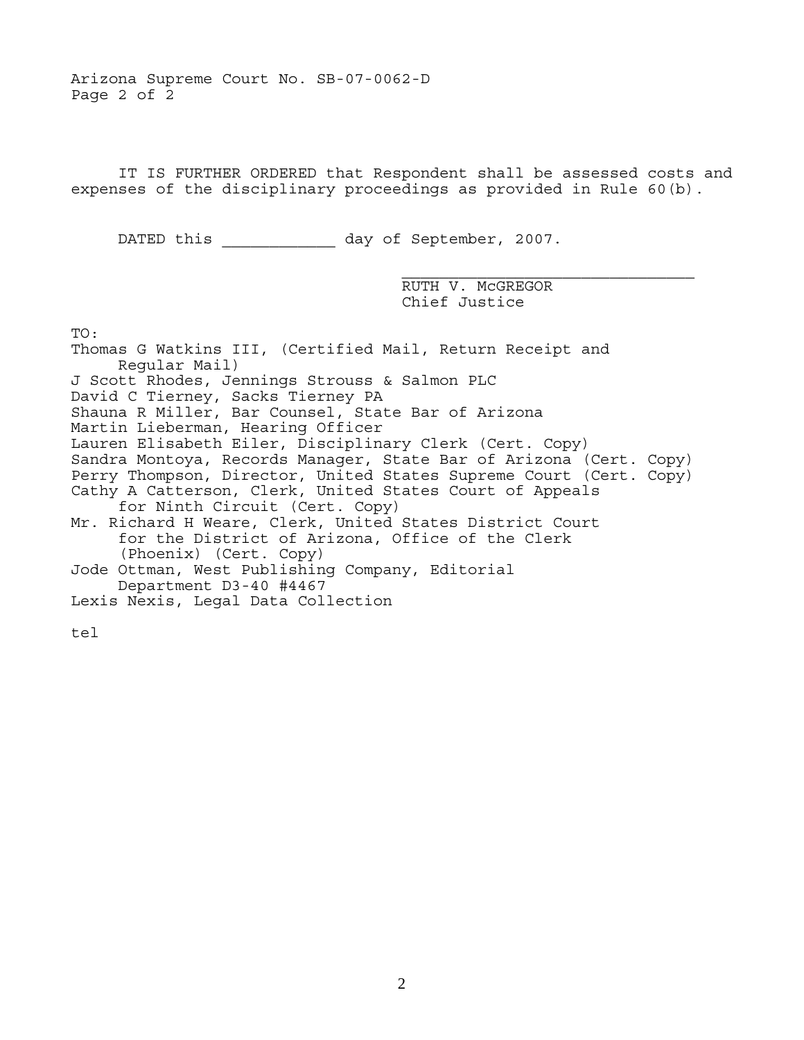IT IS FURTHER ORDERED that Respondent shall be assessed costs and expenses of the disciplinary proceedings as provided in Rule 60(b).

DATED this ____________ day of September, 2007.

_______________________________
RUTH V. McGREGOR
Chief Justice

TO:
Thomas G Watkins III, (Certified Mail, Return Receipt and Regular Mail)
J Scott Rhodes, Jennings Strouss & Salmon PLC
David C Tierney, Sacks Tierney PA
Shauna R Miller, Bar Counsel, State Bar of Arizona
Martin Lieberman, Hearing Officer
Lauren Elisabeth Eiler, Disciplinary Clerk (Cert. Copy)
Sandra Montoya, Records Manager, State Bar of Arizona (Cert. Copy)
Perry Thompson, Director, United States Supreme Court (Cert. Copy)
Cathy A Catterson, Clerk, United States Court of Appeals for Ninth Circuit (Cert. Copy)
Mr. Richard H Weare, Clerk, United States District Court for the District of Arizona, Office of the Clerk (Phoenix) (Cert. Copy)
Jode Ottman, West Publishing Company, Editorial Department D3-40 #4467
Lexis Nexis, Legal Data Collection

tel